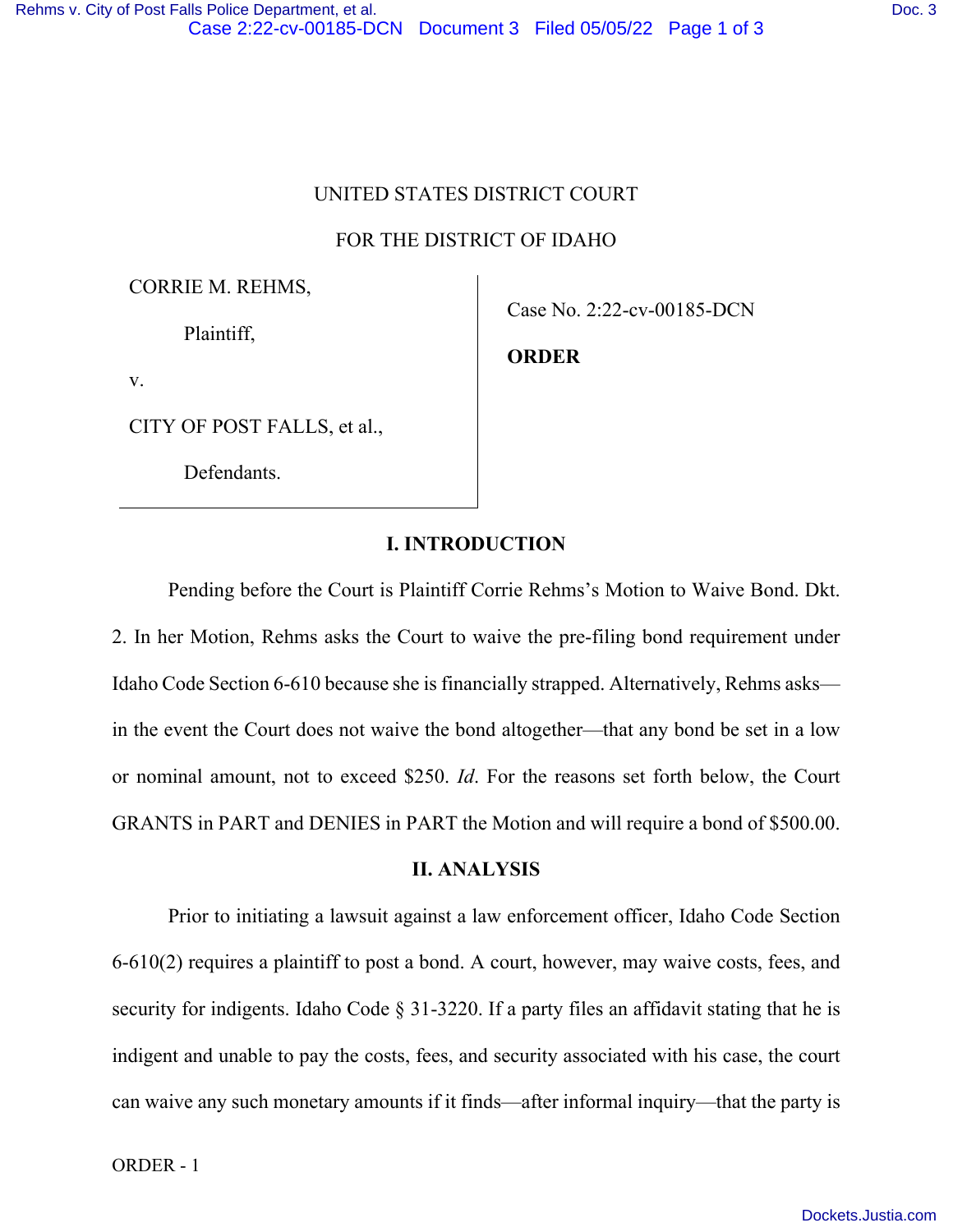UNITED STATES DISTRICT COURT

FOR THE DISTRICT OF IDAHO

CORRIE M. REHMS,

Plaintiff,

v.

CITY OF POST FALLS, et al.,

Defendants.

Case No. 2:22-cv-00185-DCN

**ORDER**

## I. INTRODUCTION

Pending before the Court is Plaintiff Corrie Rehms's Motion to Waive Bond. Dkt. 2. In her Motion, Rehms asks the Court to waive the pre-filing bond requirement under Idaho Code Section 6-610 because she is financially strapped. Alternatively, Rehms asks—in the event the Court does not waive the bond altogether—that any bond be set in a low or nominal amount, not to exceed $250. *Id*. For the reasons set forth below, the Court GRANTS in PART and DENIES in PART the Motion and will require a bond of $500.00.

## II. ANALYSIS

Prior to initiating a lawsuit against a law enforcement officer, Idaho Code Section 6-610(2) requires a plaintiff to post a bond. A court, however, may waive costs, fees, and security for indigents. Idaho Code § 31-3220. If a party files an affidavit stating that he is indigent and unable to pay the costs, fees, and security associated with his case, the court can waive any such monetary amounts if it finds—after informal inquiry—that the party is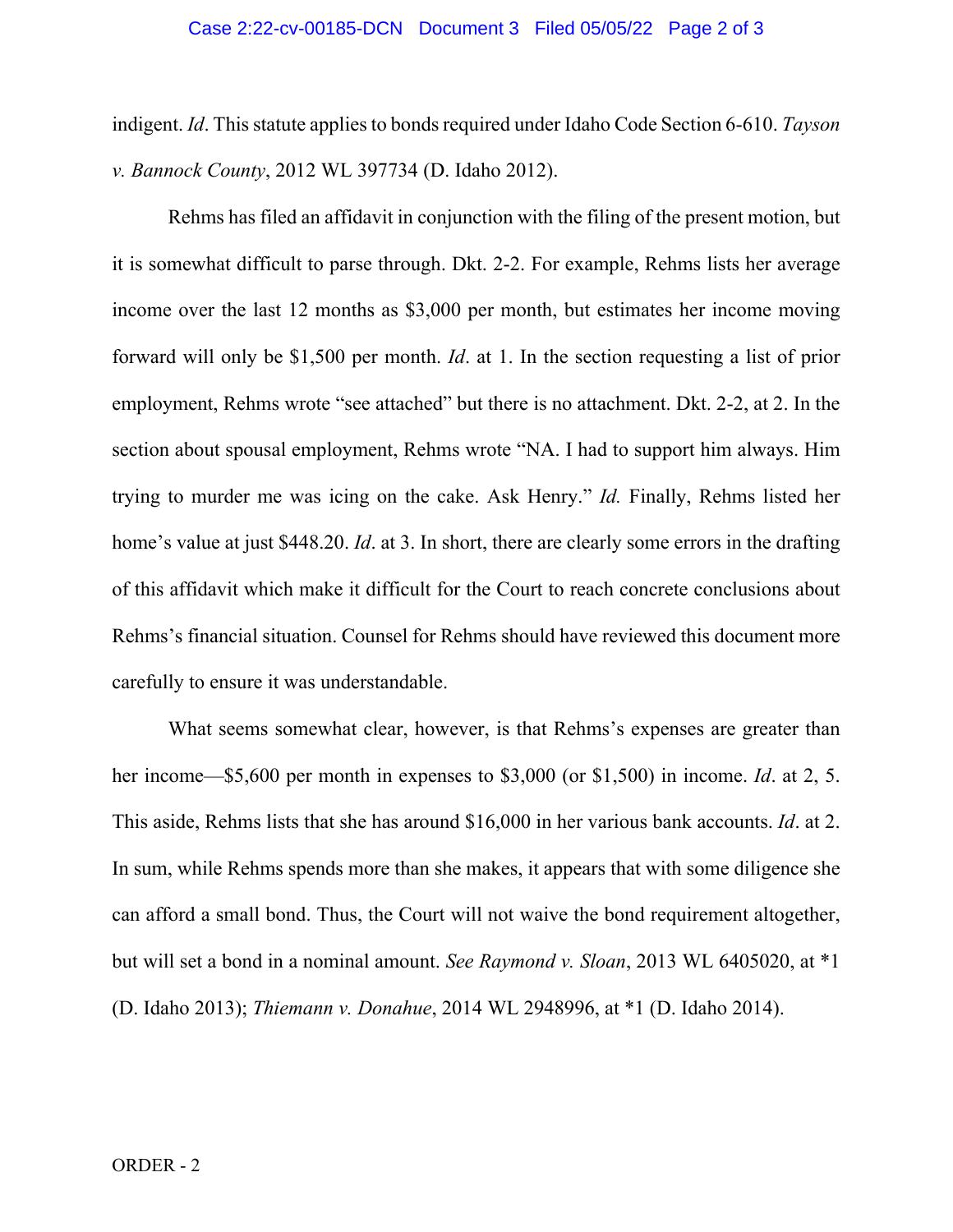indigent. *Id*. This statute applies to bonds required under Idaho Code Section 6-610. *Tayson v. Bannock County*, 2012 WL 397734 (D. Idaho 2012).

Rehms has filed an affidavit in conjunction with the filing of the present motion, but it is somewhat difficult to parse through. Dkt. 2-2. For example, Rehms lists her average income over the last 12 months as $3,000 per month, but estimates her income moving forward will only be $1,500 per month. *Id*. at 1. In the section requesting a list of prior employment, Rehms wrote "see attached" but there is no attachment. Dkt. 2-2, at 2. In the section about spousal employment, Rehms wrote "NA. I had to support him always. Him trying to murder me was icing on the cake. Ask Henry." *Id.* Finally, Rehms listed her home's value at just $448.20. *Id*. at 3. In short, there are clearly some errors in the drafting of this affidavit which make it difficult for the Court to reach concrete conclusions about Rehms's financial situation. Counsel for Rehms should have reviewed this document more carefully to ensure it was understandable.

What seems somewhat clear, however, is that Rehms's expenses are greater than her income—$5,600 per month in expenses to $3,000 (or $1,500) in income. *Id*. at 2, 5. This aside, Rehms lists that she has around $16,000 in her various bank accounts. *Id*. at 2. In sum, while Rehms spends more than she makes, it appears that with some diligence she can afford a small bond. Thus, the Court will not waive the bond requirement altogether, but will set a bond in a nominal amount. *See Raymond v. Sloan*, 2013 WL 6405020, at *1 (D. Idaho 2013); *Thiemann v. Donahue*, 2014 WL 2948996, at *1 (D. Idaho 2014).

ORDER - 2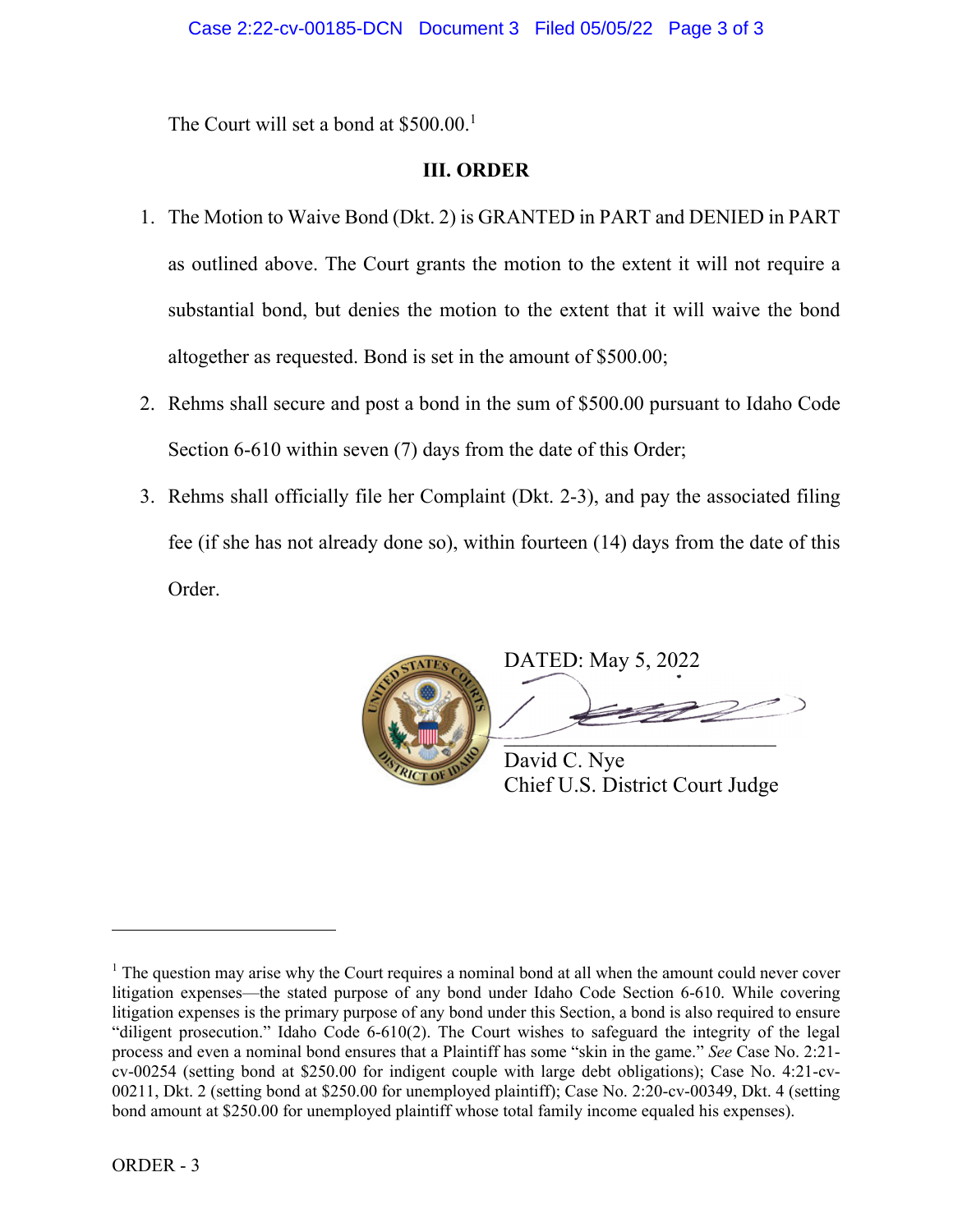The Court will set a bond at $500.00.[1]

## III. ORDER

1. The Motion to Waive Bond (Dkt. 2) is GRANTED in PART and DENIED in PART as outlined above. The Court grants the motion to the extent it will not require a substantial bond, but denies the motion to the extent that it will waive the bond altogether as requested. Bond is set in the amount of $500.00;
2. Rehms shall secure and post a bond in the sum of $500.00 pursuant to Idaho Code Section 6-610 within seven (7) days from the date of this Order;
3. Rehms shall officially file her Complaint (Dkt. 2-3), and pay the associated filing fee (if she has not already done so), within fourteen (14) days from the date of this Order.

DATED: May 5, 2022

David C. Nye
Chief U.S. District Court Judge

---

[1] The question may arise why the Court requires a nominal bond at all when the amount could never cover litigation expenses—the stated purpose of any bond under Idaho Code Section 6-610. While covering litigation expenses is the primary purpose of any bond under this Section, a bond is also required to ensure "diligent prosecution." Idaho Code 6-610(2). The Court wishes to safeguard the integrity of the legal process and even a nominal bond ensures that a Plaintiff has some "skin in the game." *See* Case No. 2:21-cv-00254 (setting bond at $250.00 for indigent couple with large debt obligations); Case No. 4:21-cv-00211, Dkt. 2 (setting bond at $250.00 for unemployed plaintiff); Case No. 2:20-cv-00349, Dkt. 4 (setting bond amount at $250.00 for unemployed plaintiff whose total family income equaled his expenses).